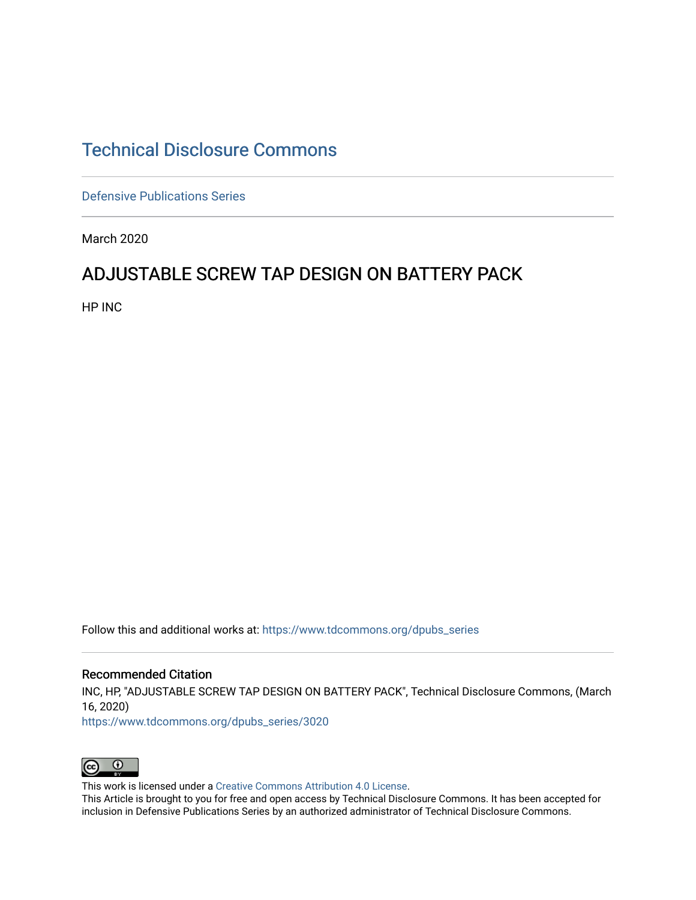# Technical Disclosure Commons

Defensive Publications Series

March 2020

## ADJUSTABLE SCREW TAP DESIGN ON BATTERY PACK

HP INC

Follow this and additional works at: https://www.tdcommons.org/dpubs_series

### Recommended Citation

INC, HP, "ADJUSTABLE SCREW TAP DESIGN ON BATTERY PACK", Technical Disclosure Commons, (March 16, 2020)
https://www.tdcommons.org/dpubs_series/3020

This work is licensed under a Creative Commons Attribution 4.0 License.
This Article is brought to you for free and open access by Technical Disclosure Commons. It has been accepted for inclusion in Defensive Publications Series by an authorized administrator of Technical Disclosure Commons.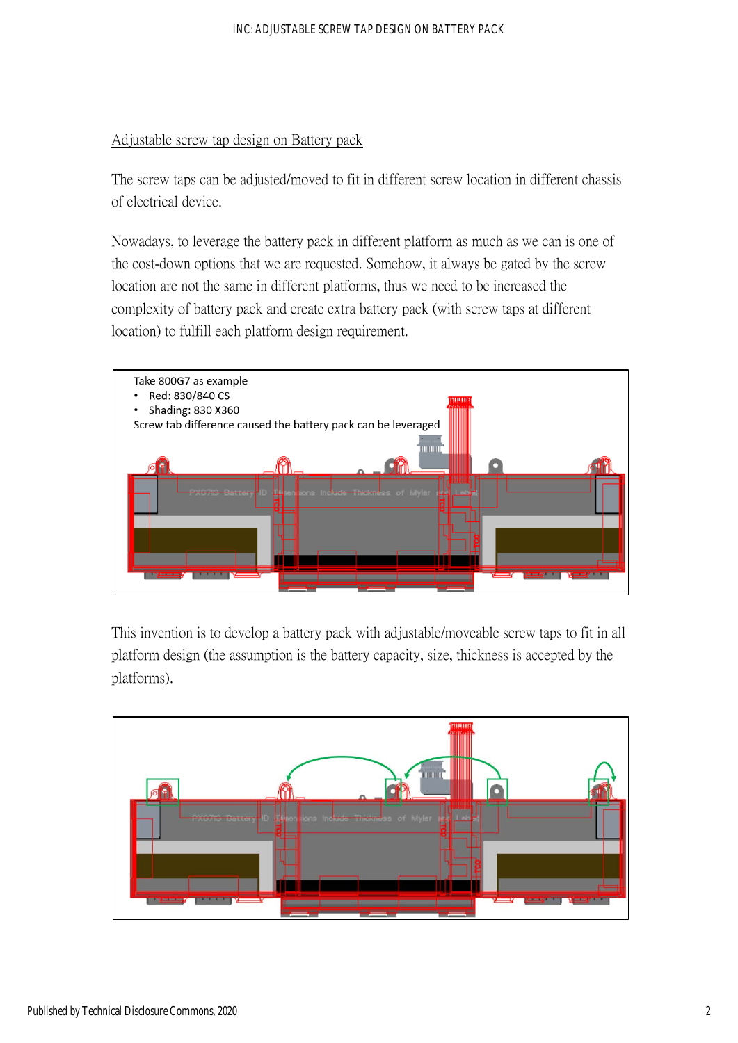Adjustable screw tap design on Battery pack

The screw taps can be adjusted/moved to fit in different screw location in different chassis of electrical device.

Nowadays, to leverage the battery pack in different platform as much as we can is one of the cost-down options that we are requested. Somehow, it always be gated by the screw location are not the same in different platforms, thus we need to be increased the complexity of battery pack and create extra battery pack (with screw taps at different location) to fulfill each platform design requirement.

Take 800G7 as example
- Red: 830/840 CS
- Shading: 830 X360

Screw tab difference caused the battery pack can be leveraged

This invention is to develop a battery pack with adjustable/moveable screw taps to fit in all platform design (the assumption is the battery capacity, size, thickness is accepted by the platforms).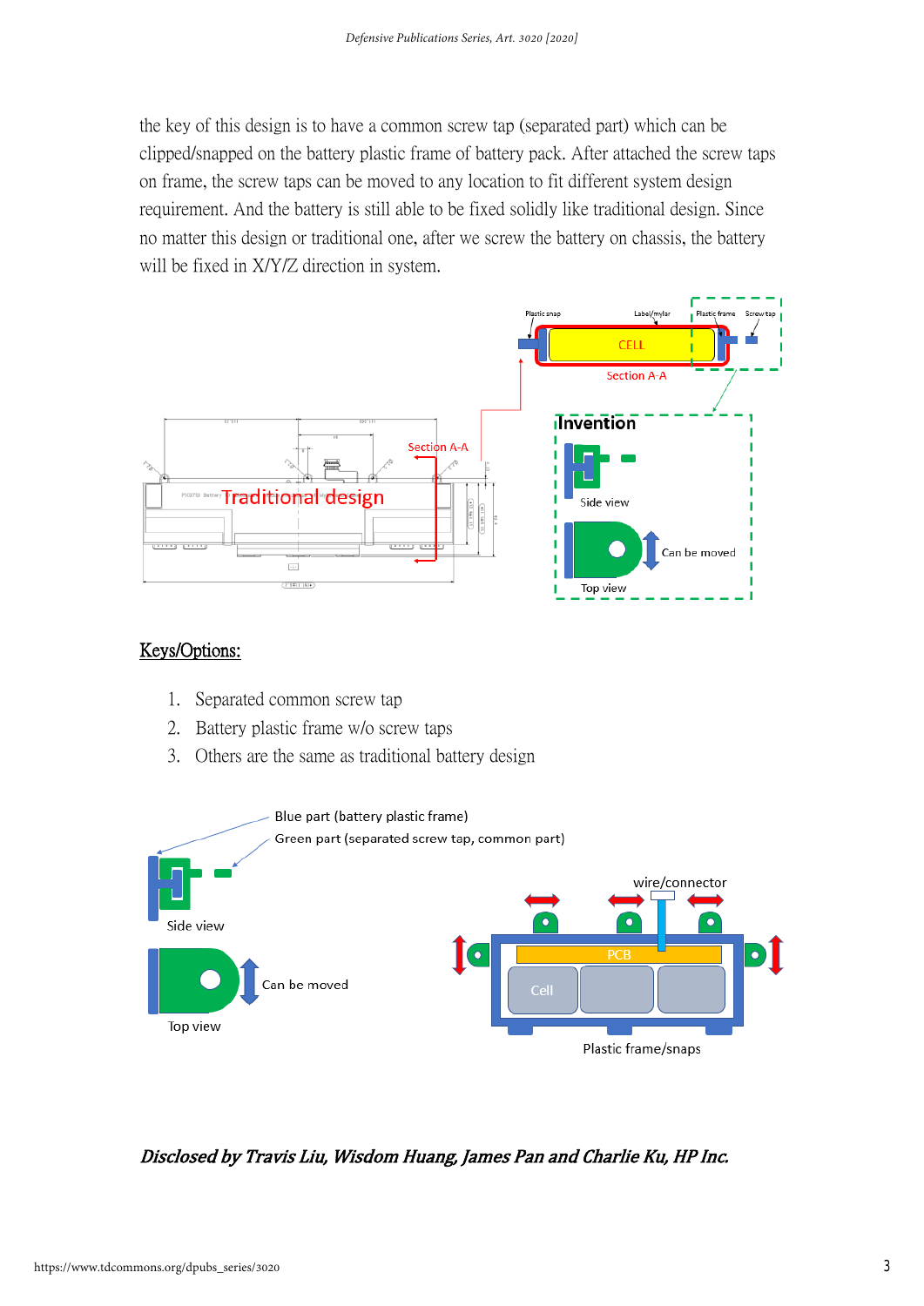the key of this design is to have a common screw tap (separated part) which can be clipped/snapped on the battery plastic frame of battery pack. After attached the screw taps on frame, the screw taps can be moved to any location to fit different system design requirement. And the battery is still able to be fixed solidly like traditional design. Since no matter this design or traditional one, after we screw the battery on chassis, the battery will be fixed in X/Y/Z direction in system.

Plastic snap
Label/mylar
Plastic frame
Screw tap
CELL
Section A-A

Section A-A
Traditional design

Invention
Side view
Can be moved
Top view

## Keys/Options:

1. Separated common screw tap
2. Battery plastic frame w/o screw taps
3. Others are the same as traditional battery design

Blue part (battery plastic frame)
Green part (separated screw tap, common part)
Side view
Can be moved
Top view

wire/connector
PCB
Cell
Plastic frame/snaps

***Disclosed by Travis Liu, Wisdom Huang, James Pan and Charlie Ku, HP Inc.***